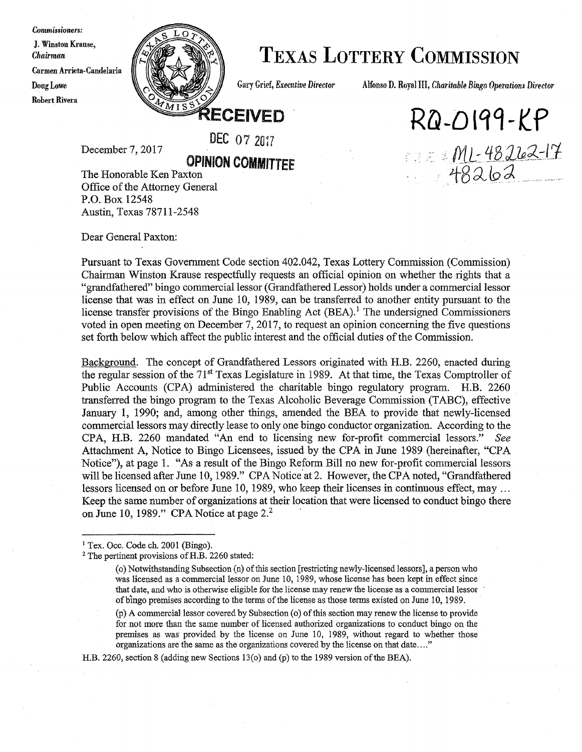*Commissioners:*
J. Winston Krause, *Chairman*
Carmen Arrieta-Candelaria
Doug Lowe
Robert Rivera

# TEXAS LOTTERY COMMISSION

Gary Grief, *Executive Director*

Alfonso D. Royal III, *Charitable Bingo Operations Director*

RECEIVED
DEC 07 2017
OPINION COMMITTEE

RQ-0199-KP
ML-48262-17
48262

December 7, 2017

The Honorable Ken Paxton
Office of the Attorney General
P.O. Box 12548
Austin, Texas 78711-2548

Dear General Paxton:

Pursuant to Texas Government Code section 402.042, Texas Lottery Commission (Commission) Chairman Winston Krause respectfully requests an official opinion on whether the rights that a "grandfathered" bingo commercial lessor (Grandfathered Lessor) holds under a commercial lessor license that was in effect on June 10, 1989, can be transferred to another entity pursuant to the license transfer provisions of the Bingo Enabling Act (BEA).[1] The undersigned Commissioners voted in open meeting on December 7, 2017, to request an opinion concerning the five questions set forth below which affect the public interest and the official duties of the Commission.

Background. The concept of Grandfathered Lessors originated with H.B. 2260, enacted during the regular session of the 71st Texas Legislature in 1989. At that time, the Texas Comptroller of Public Accounts (CPA) administered the charitable bingo regulatory program. H.B. 2260 transferred the bingo program to the Texas Alcoholic Beverage Commission (TABC), effective January 1, 1990; and, among other things, amended the BEA to provide that newly-licensed commercial lessors may directly lease to only one bingo conductor organization. According to the CPA, H.B. 2260 mandated "An end to licensing new for-profit commercial lessors." *See* Attachment A, Notice to Bingo Licensees, issued by the CPA in June 1989 (hereinafter, "CPA Notice"), at page 1. "As a result of the Bingo Reform Bill no new for-profit commercial lessors will be licensed after June 10, 1989." CPA Notice at 2. However, the CPA noted, "Grandfathered lessors licensed on or before June 10, 1989, who keep their licenses in continuous effect, may ... Keep the same number of organizations at their location that were licensed to conduct bingo there on June 10, 1989." CPA Notice at page 2.[2]

---

[1] Tex. Occ. Code ch. 2001 (Bingo).

[2] The pertinent provisions of H.B. 2260 stated:

> (o) Notwithstanding Subsection (n) of this section [restricting newly-licensed lessors], a person who was licensed as a commercial lessor on June 10, 1989, whose license has been kept in effect since that date, and who is otherwise eligible for the license may renew the license as a commercial lessor of bingo premises according to the terms of the license as those terms existed on June 10, 1989.
>
> (p) A commercial lessor covered by Subsection (o) of this section may renew the license to provide for not more than the same number of licensed authorized organizations to conduct bingo on the premises as was provided by the license on June 10, 1989, without regard to whether those organizations are the same as the organizations covered by the license on that date...."

H.B. 2260, section 8 (adding new Sections 13(o) and (p) to the 1989 version of the BEA).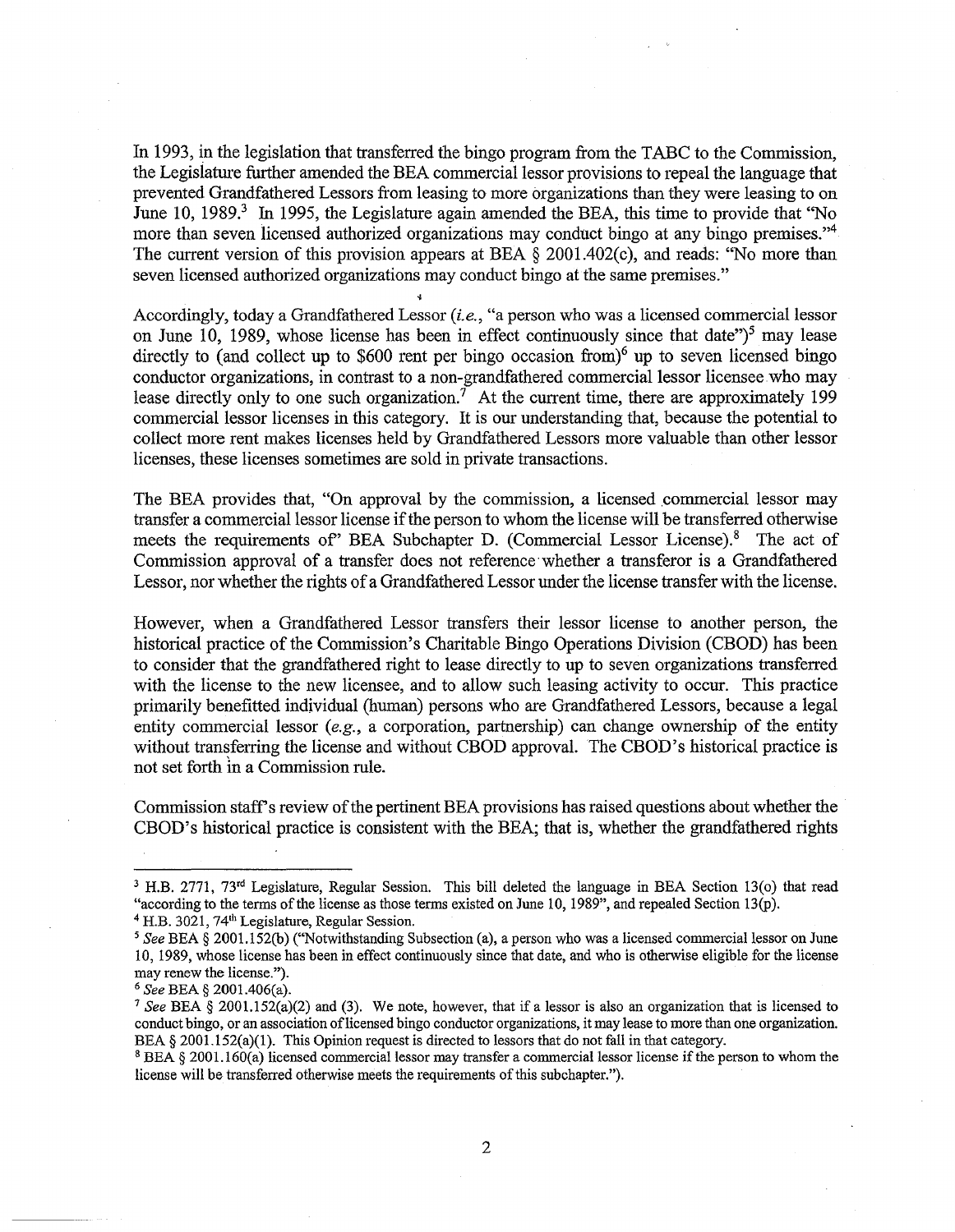In 1993, in the legislation that transferred the bingo program from the TABC to the Commission, the Legislature further amended the BEA commercial lessor provisions to repeal the language that prevented Grandfathered Lessors from leasing to more organizations than they were leasing to on June 10, 1989.[3] In 1995, the Legislature again amended the BEA, this time to provide that "No more than seven licensed authorized organizations may conduct bingo at any bingo premises."[4] The current version of this provision appears at BEA § 2001.402(c), and reads: "No more than seven licensed authorized organizations may conduct bingo at the same premises."

Accordingly, today a Grandfathered Lessor (*i.e.*, "a person who was a licensed commercial lessor on June 10, 1989, whose license has been in effect continuously since that date")[5] may lease directly to (and collect up to $600 rent per bingo occasion from)[6] up to seven licensed bingo conductor organizations, in contrast to a non-grandfathered commercial lessor licensee who may lease directly only to one such organization.[7] At the current time, there are approximately 199 commercial lessor licenses in this category. It is our understanding that, because the potential to collect more rent makes licenses held by Grandfathered Lessors more valuable than other lessor licenses, these licenses sometimes are sold in private transactions.

The BEA provides that, "On approval by the commission, a licensed commercial lessor may transfer a commercial lessor license if the person to whom the license will be transferred otherwise meets the requirements of" BEA Subchapter D. (Commercial Lessor License).[8] The act of Commission approval of a transfer does not reference whether a transferor is a Grandfathered Lessor, nor whether the rights of a Grandfathered Lessor under the license transfer with the license.

However, when a Grandfathered Lessor transfers their lessor license to another person, the historical practice of the Commission's Charitable Bingo Operations Division (CBOD) has been to consider that the grandfathered right to lease directly to up to seven organizations transferred with the license to the new licensee, and to allow such leasing activity to occur. This practice primarily benefitted individual (human) persons who are Grandfathered Lessors, because a legal entity commercial lessor (*e.g.*, a corporation, partnership) can change ownership of the entity without transferring the license and without CBOD approval. The CBOD's historical practice is not set forth in a Commission rule.

Commission staff's review of the pertinent BEA provisions has raised questions about whether the CBOD's historical practice is consistent with the BEA; that is, whether the grandfathered rights

---

[3] H.B. 2771, 73rd Legislature, Regular Session. This bill deleted the language in BEA Section 13(o) that read "according to the terms of the license as those terms existed on June 10, 1989", and repealed Section 13(p).

[4] H.B. 3021, 74th Legislature, Regular Session.

[5] *See* BEA § 2001.152(b) ("Notwithstanding Subsection (a), a person who was a licensed commercial lessor on June 10, 1989, whose license has been in effect continuously since that date, and who is otherwise eligible for the license may renew the license.").

[6] *See* BEA § 2001.406(a).

[7] *See* BEA § 2001.152(a)(2) and (3). We note, however, that if a lessor is also an organization that is licensed to conduct bingo, or an association of licensed bingo conductor organizations, it may lease to more than one organization. BEA § 2001.152(a)(1). This Opinion request is directed to lessors that do not fall in that category.

[8] BEA § 2001.160(a) licensed commercial lessor may transfer a commercial lessor license if the person to whom the license will be transferred otherwise meets the requirements of this subchapter.").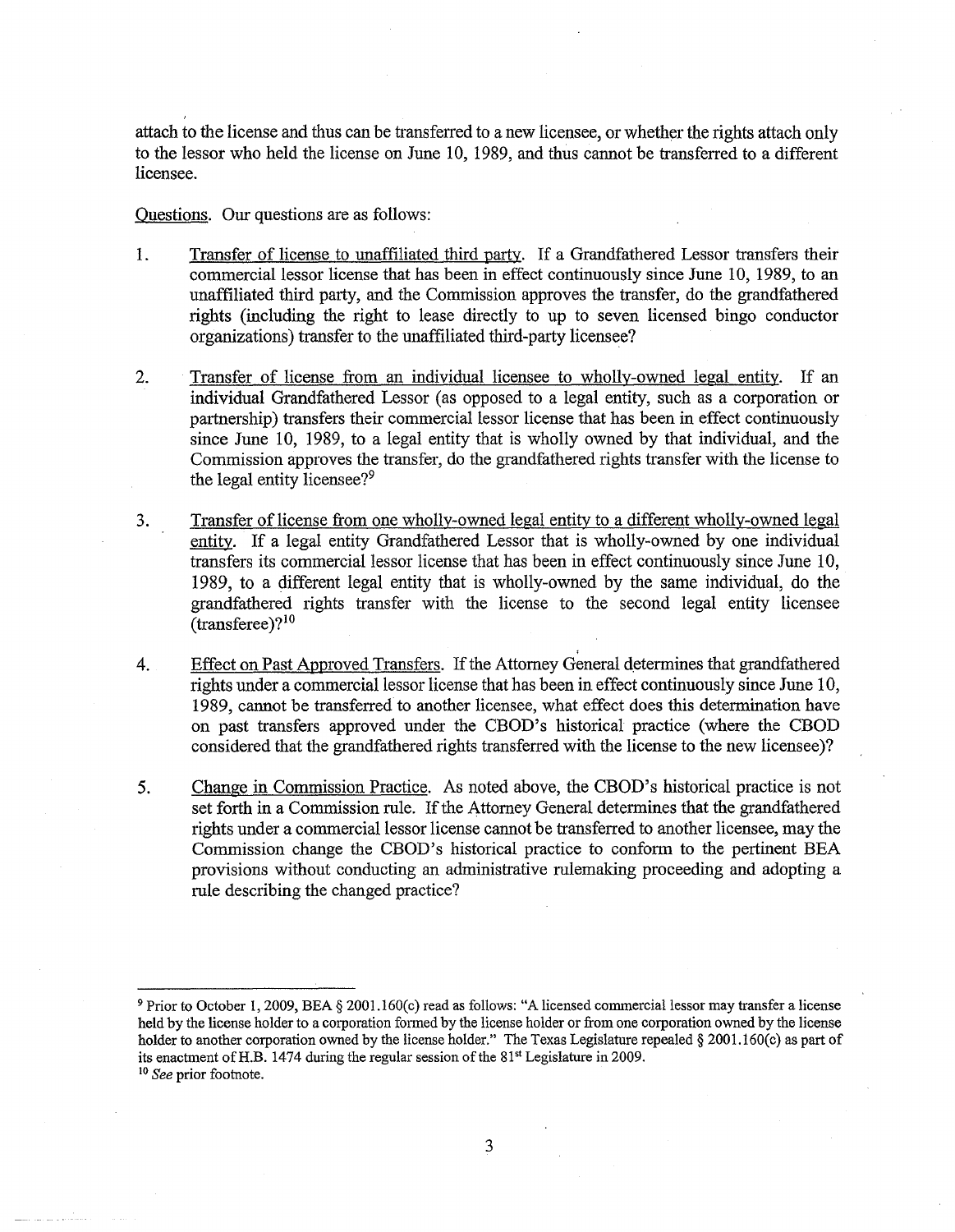attach to the license and thus can be transferred to a new licensee, or whether the rights attach only to the lessor who held the license on June 10, 1989, and thus cannot be transferred to a different licensee.

Questions. Our questions are as follows:

1. Transfer of license to unaffiliated third party. If a Grandfathered Lessor transfers their commercial lessor license that has been in effect continuously since June 10, 1989, to an unaffiliated third party, and the Commission approves the transfer, do the grandfathered rights (including the right to lease directly to up to seven licensed bingo conductor organizations) transfer to the unaffiliated third-party licensee?

2. Transfer of license from an individual licensee to wholly-owned legal entity. If an individual Grandfathered Lessor (as opposed to a legal entity, such as a corporation or partnership) transfers their commercial lessor license that has been in effect continuously since June 10, 1989, to a legal entity that is wholly owned by that individual, and the Commission approves the transfer, do the grandfathered rights transfer with the license to the legal entity licensee?[9]

3. Transfer of license from one wholly-owned legal entity to a different wholly-owned legal entity. If a legal entity Grandfathered Lessor that is wholly-owned by one individual transfers its commercial lessor license that has been in effect continuously since June 10, 1989, to a different legal entity that is wholly-owned by the same individual, do the grandfathered rights transfer with the license to the second legal entity licensee (transferee)?[10]

4. Effect on Past Approved Transfers. If the Attorney General determines that grandfathered rights under a commercial lessor license that has been in effect continuously since June 10, 1989, cannot be transferred to another licensee, what effect does this determination have on past transfers approved under the CBOD's historical practice (where the CBOD considered that the grandfathered rights transferred with the license to the new licensee)?

5. Change in Commission Practice. As noted above, the CBOD's historical practice is not set forth in a Commission rule. If the Attorney General determines that the grandfathered rights under a commercial lessor license cannot be transferred to another licensee, may the Commission change the CBOD's historical practice to conform to the pertinent BEA provisions without conducting an administrative rulemaking proceeding and adopting a rule describing the changed practice?

---

[9] Prior to October 1, 2009, BEA § 2001.160(c) read as follows: "A licensed commercial lessor may transfer a license held by the license holder to a corporation formed by the license holder or from one corporation owned by the license holder to another corporation owned by the license holder." The Texas Legislature repealed § 2001.160(c) as part of its enactment of H.B. 1474 during the regular session of the 81st Legislature in 2009.

[10] *See* prior footnote.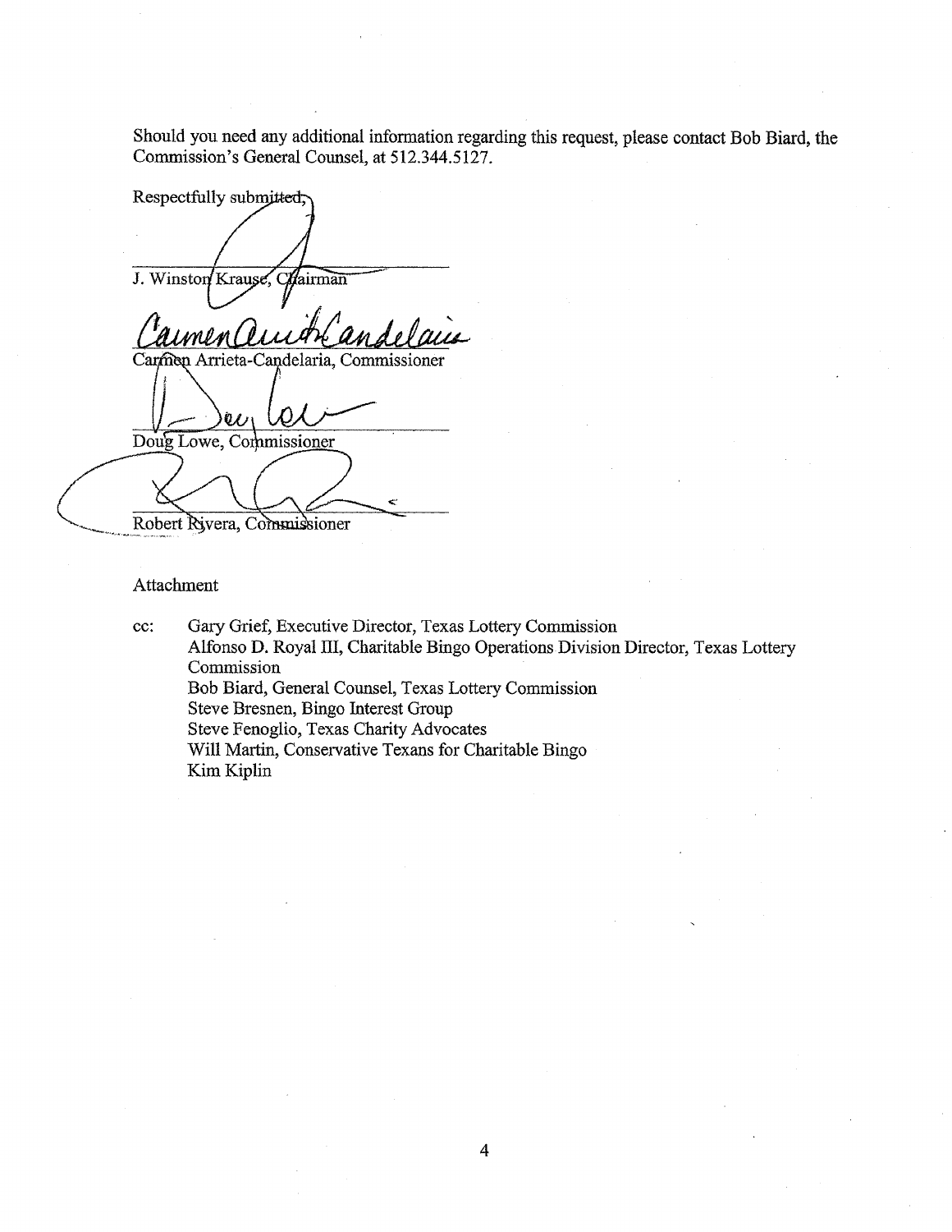Should you need any additional information regarding this request, please contact Bob Biard, the Commission's General Counsel, at 512.344.5127.

Respectfully submitted,

J. Winston Krause, Chairman

Carmen Arrieta-Candelaria, Commissioner

Doug Lowe, Commissioner

Robert Rivera, Commissioner

Attachment

cc: Gary Grief, Executive Director, Texas Lottery Commission
Alfonso D. Royal III, Charitable Bingo Operations Division Director, Texas Lottery Commission
Bob Biard, General Counsel, Texas Lottery Commission
Steve Bresnen, Bingo Interest Group
Steve Fenoglio, Texas Charity Advocates
Will Martin, Conservative Texans for Charitable Bingo
Kim Kiplin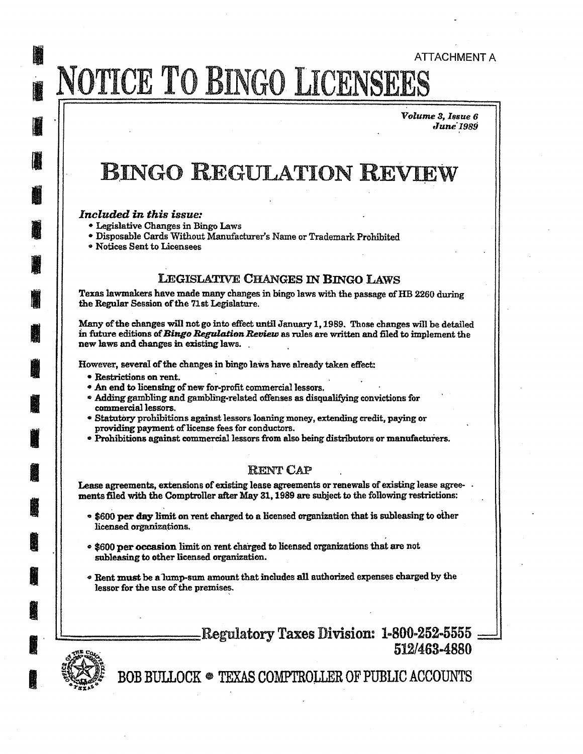ATTACHMENT A

# NOTICE TO BINGO LICENSEES

*Volume 3, Issue 6*
*June 1989*

# BINGO REGULATION REVIEW

***Included in this issue:***

- Legislative Changes in Bingo Laws
- Disposable Cards Without Manufacturer's Name or Trademark Prohibited
- Notices Sent to Licensees

## LEGISLATIVE CHANGES IN BINGO LAWS

Texas lawmakers have made many changes in bingo laws with the passage of HB 2260 during the Regular Session of the 71st Legislature.

Many of the changes will not go into effect until January 1, 1989. Those changes will be detailed in future editions of ***Bingo Regulation Review*** as rules are written and filed to implement the new laws and changes in existing laws.

However, several of the changes in bingo laws have already taken effect:

- Restrictions on rent.
- An end to licensing of new for-profit commercial lessors.
- Adding gambling and gambling-related offenses as disqualifying convictions for commercial lessors.
- Statutory prohibitions against lessors loaning money, extending credit, paying or providing payment of license fees for conductors.
- Prohibitions against commercial lessors from also being distributors or manufacturers.

## RENT CAP

Lease agreements, extensions of existing lease agreements or renewals of existing lease agreements filed with the Comptroller after May 31, 1989 are subject to the following restrictions:

- $600 **per day** limit on rent charged to a licensed organization that is subleasing to other licensed organizations.
- $600 **per occasion** limit on rent charged to licensed organizations that are not subleasing to other licensed organization.
- Rent **must** be a lump-sum amount that includes **all** authorized expenses charged by the lessor for the use of the premises.

**Regulatory Taxes Division: 1-800-252-5555**
**512/463-4880**

**BOB BULLOCK • TEXAS COMPTROLLER OF PUBLIC ACCOUNTS**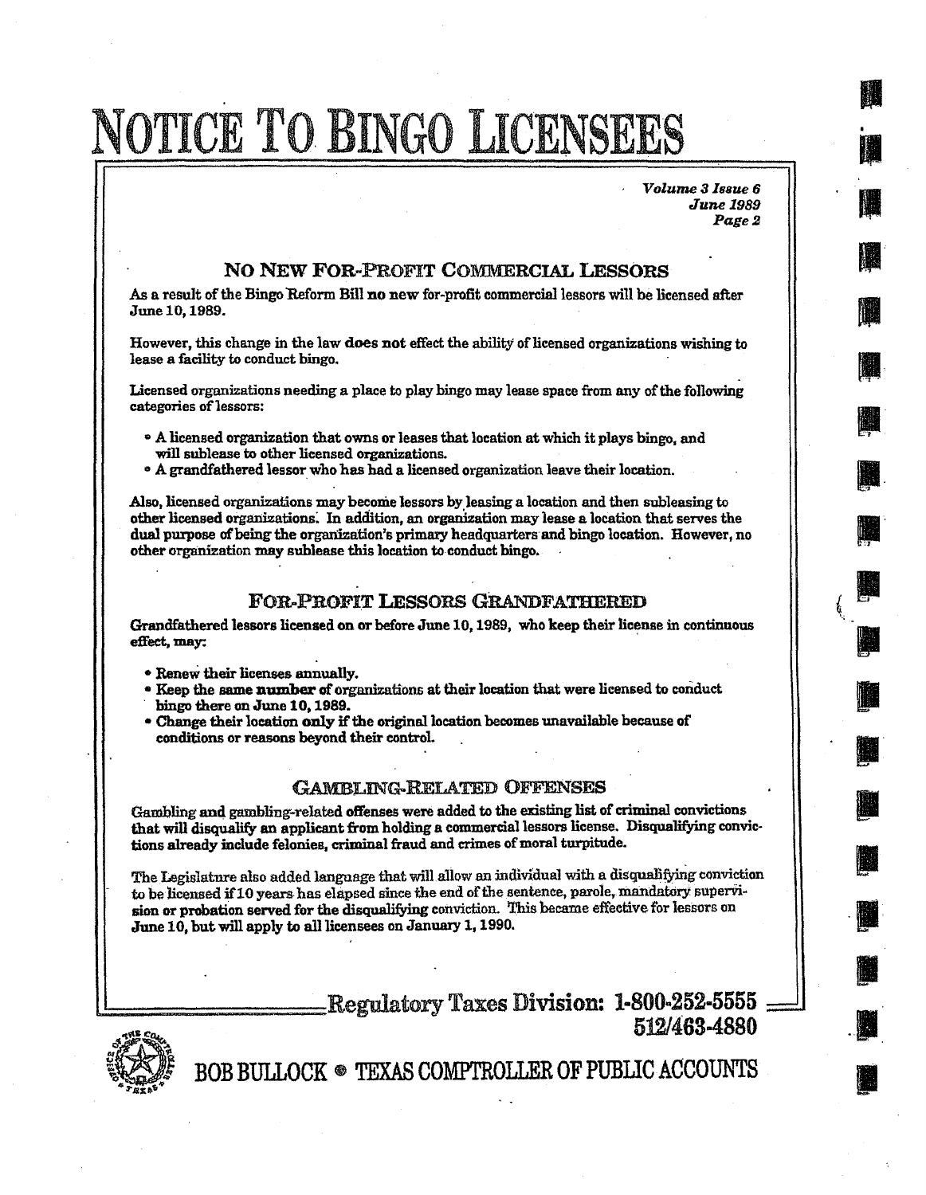# NOTICE TO BINGO LICENSEES

## NO NEW FOR-PROFIT COMMERCIAL LESSORS

As a result of the Bingo Reform Bill **no** new for-profit commercial lessors will be licensed after June 10, 1989.

However, this change in the law **does not** effect the ability of licensed organizations wishing to lease a facility to conduct bingo.

Licensed organizations needing a place to play bingo may lease space from any of the following categories of lessors:

- A licensed organization that owns or leases that location at which it plays bingo, and will sublease to other licensed organizations.
- A grandfathered lessor who has had a licensed organization leave their location.

Also, licensed organizations may become lessors by leasing a location and then subleasing to other licensed organizations. In addition, an organization may lease a location that serves the dual purpose of being the organization's primary headquarters and bingo location. However, no other organization may sublease this location to conduct bingo.

## FOR-PROFIT LESSORS GRANDFATHERED

**Grandfathered lessors licensed on or before June 10, 1989, who keep their license in continuous effect, may:**

- **Renew their licenses annually.**
- **Keep the same number of organizations at their location that were licensed to conduct bingo there on June 10, 1989.**
- **Change their location only if the original location becomes unavailable because of conditions or reasons beyond their control.**

## GAMBLING-RELATED OFFENSES

**Gambling and gambling-related offenses were added to the existing list of criminal convictions that will disqualify an applicant from holding a commercial lessors license. Disqualifying convictions already include felonies, criminal fraud and crimes of moral turpitude.**

The Legislature also added language that will allow an individual with a disqualifying conviction to be licensed if 10 years has elapsed since the end of the sentence, parole, mandatory supervision or probation served for the disqualifying conviction. This became effective for lessors on June 10, but will apply to all licensees on January 1, 1990.

**Regulatory Taxes Division: 1-800-252-5555**
**512/463-4880**

**BOB BULLOCK • TEXAS COMPTROLLER OF PUBLIC ACCOUNTS**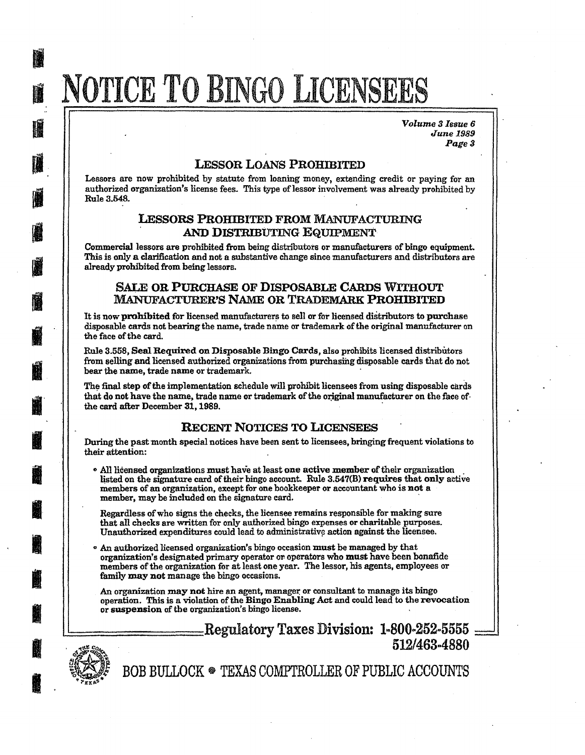# NOTICE TO BINGO LICENSEES

## LESSOR LOANS PROHIBITED

Lessors are now prohibited by statute from loaning money, extending credit or paying for an authorized organization's license fees. This type of lessor involvement was already prohibited by Rule 3.548.

## LESSORS PROHIBITED FROM MANUFACTURING AND DISTRIBUTING EQUIPMENT

Commercial lessors are prohibited from being distributors or manufacturers of bingo equipment. This is only a clarification and not a substantive change since manufacturers and distributors are already prohibited from being lessors.

## SALE OR PURCHASE OF DISPOSABLE CARDS WITHOUT MANUFACTURER'S NAME OR TRADEMARK PROHIBITED

It is now **prohibited** for licensed manufacturers to sell or for licensed distributors to **purchase** disposable cards not bearing the name, trade name or trademark of the original manufacturer on the face of the card.

Rule 3.558, **Seal Required on Disposable Bingo Cards**, also prohibits licensed distributors from selling and licensed authorized organizations from purchasing disposable cards that do not bear the name, trade name or trademark.

The final step of the implementation schedule will prohibit licensees from using disposable cards that do not have the name, trade name or trademark of the original manufacturer on the face of the card after December 31, 1989.

## RECENT NOTICES TO LICENSEES

During the past month special notices have been sent to licensees, bringing frequent violations to their attention:

- All licensed organizations **must** have at least **one active member** of their organization listed on the signature card of their bingo account. Rule 3.547(B) **requires** that **only** active members of an organization, except for one bookkeeper or accountant who is **not** a member, may be included on the signature card.

  Regardless of who signs the checks, the licensee remains responsible for making sure that all checks are written for only authorized bingo expenses or charitable purposes. Unauthorized expenditures could lead to administrative action against the licensee.

- An authorized licensed organization's bingo occasion **must** be managed by that organization's designated primary operator or operators who **must** have been bonafide members of the organization for at least one year. The lessor, his agents, employees or family **may not** manage the bingo occasions.

  An organization **may not** hire an agent, manager or consultant to manage its bingo operation. This is a violation of the **Bingo Enabling Act** and could lead to the **revocation** or **suspension** of the organization's bingo license.

**Regulatory Taxes Division: 1-800-252-5555**
**512/463-4880**

BOB BULLOCK • TEXAS COMPTROLLER OF PUBLIC ACCOUNTS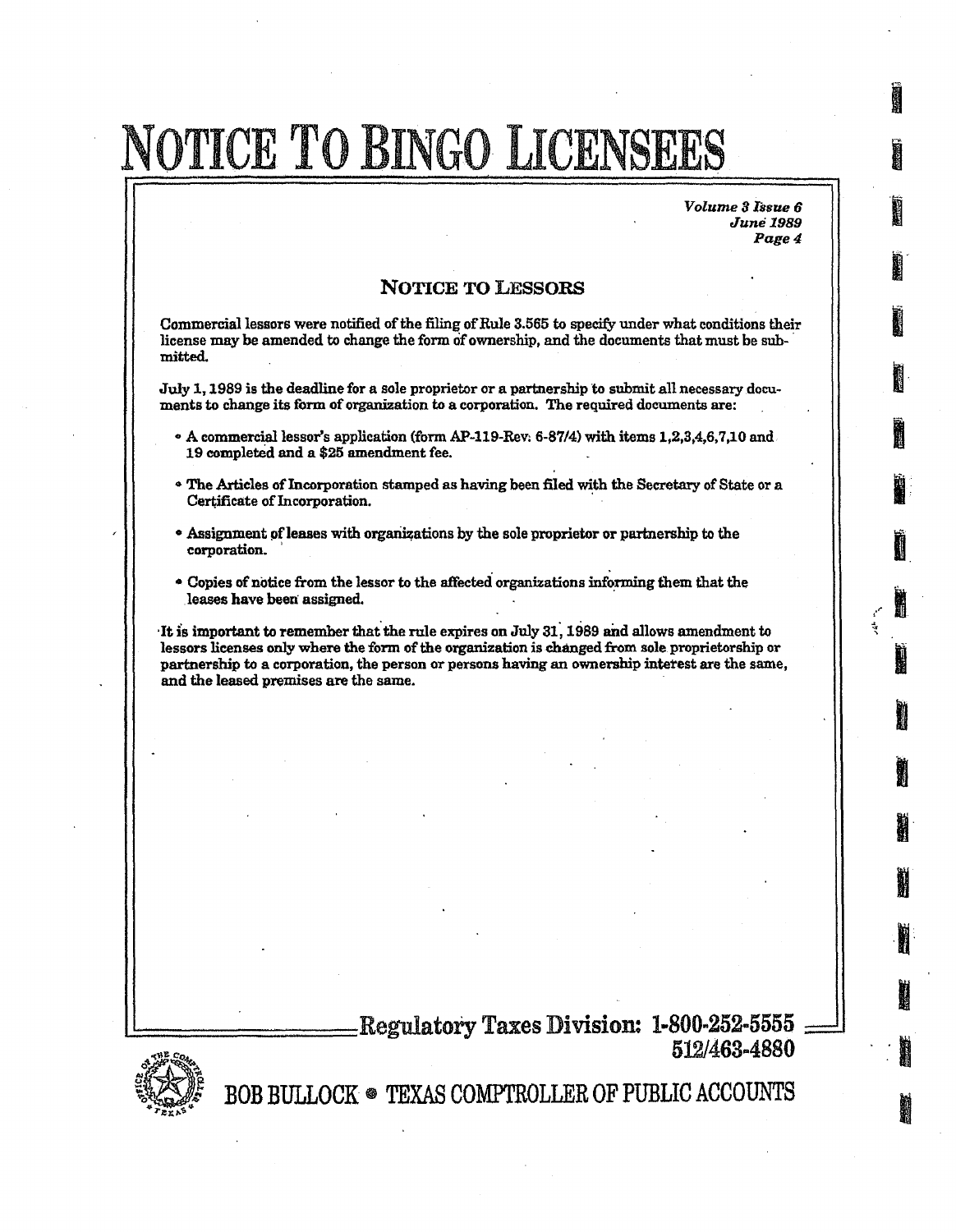# NOTICE TO BINGO LICENSEES

## NOTICE TO LESSORS

Commercial lessors were notified of the filing of Rule 3.565 to specify under what conditions their license may be amended to change the form of ownership, and the documents that must be submitted.

July 1, 1989 is the deadline for a sole proprietor or a partnership to submit all necessary documents to change its form of organization to a corporation. The required documents are:

- A commercial lessor's application (form AP-119-Rev. 6-87/4) with items 1,2,3,4,6,7,10 and 19 completed and a $25 amendment fee.
- The Articles of Incorporation stamped as having been filed with the Secretary of State or a Certificate of Incorporation.
- Assignment of leases with organizations by the sole proprietor or partnership to the corporation.
- Copies of notice from the lessor to the affected organizations informing them that the leases have been assigned.

It is important to remember that the rule expires on July 31, 1989 and allows amendment to lessors licenses only where the form of the organization is changed from sole proprietorship or partnership to a corporation, the person or persons having an ownership interest are the same, and the leased premises are the same.

Regulatory Taxes Division: 1-800-252-5555
512/463-4880

BOB BULLOCK • TEXAS COMPTROLLER OF PUBLIC ACCOUNTS